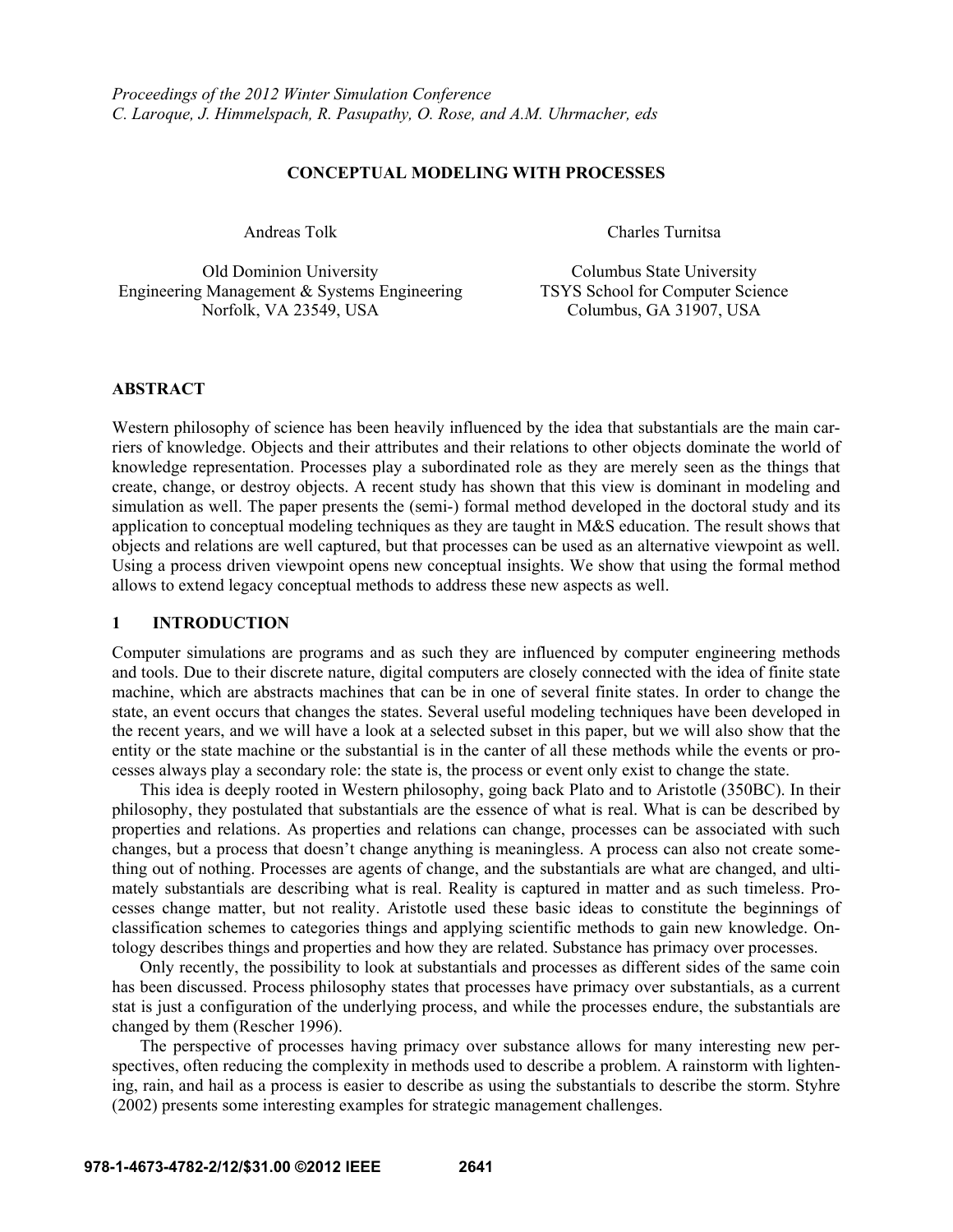*Proceedings of the 2012 Winter Simulation Conference*
*C. Laroque, J. Himmelspach, R. Pasupathy, O. Rose, and A.M. Uhrmacher, eds*

# CONCEPTUAL MODELING WITH PROCESSES

Andreas Tolk

Old Dominion University
Engineering Management & Systems Engineering
Norfolk, VA 23549, USA

Charles Turnitsa

Columbus State University
TSYS School for Computer Science
Columbus, GA 31907, USA

## ABSTRACT

Western philosophy of science has been heavily influenced by the idea that substantials are the main carriers of knowledge. Objects and their attributes and their relations to other objects dominate the world of knowledge representation. Processes play a subordinated role as they are merely seen as the things that create, change, or destroy objects. A recent study has shown that this view is dominant in modeling and simulation as well. The paper presents the (semi-) formal method developed in the doctoral study and its application to conceptual modeling techniques as they are taught in M&S education. The result shows that objects and relations are well captured, but that processes can be used as an alternative viewpoint as well. Using a process driven viewpoint opens new conceptual insights. We show that using the formal method allows to extend legacy conceptual methods to address these new aspects as well.

## 1 INTRODUCTION

Computer simulations are programs and as such they are influenced by computer engineering methods and tools. Due to their discrete nature, digital computers are closely connected with the idea of finite state machine, which are abstracts machines that can be in one of several finite states. In order to change the state, an event occurs that changes the states. Several useful modeling techniques have been developed in the recent years, and we will have a look at a selected subset in this paper, but we will also show that the entity or the state machine or the substantial is in the canter of all these methods while the events or processes always play a secondary role: the state is, the process or event only exist to change the state.

This idea is deeply rooted in Western philosophy, going back Plato and to Aristotle (350BC). In their philosophy, they postulated that substantials are the essence of what is real. What is can be described by properties and relations. As properties and relations can change, processes can be associated with such changes, but a process that doesn't change anything is meaningless. A process can also not create something out of nothing. Processes are agents of change, and the substantials are what are changed, and ultimately substantials are describing what is real. Reality is captured in matter and as such timeless. Processes change matter, but not reality. Aristotle used these basic ideas to constitute the beginnings of classification schemes to categories things and applying scientific methods to gain new knowledge. Ontology describes things and properties and how they are related. Substance has primacy over processes.

Only recently, the possibility to look at substantials and processes as different sides of the same coin has been discussed. Process philosophy states that processes have primacy over substantials, as a current stat is just a configuration of the underlying process, and while the processes endure, the substantials are changed by them (Rescher 1996).

The perspective of processes having primacy over substance allows for many interesting new perspectives, often reducing the complexity in methods used to describe a problem. A rainstorm with lightening, rain, and hail as a process is easier to describe as using the substantials to describe the storm. Styhre (2002) presents some interesting examples for strategic management challenges.

**978-1-4673-4782-2/12/$31.00 ©2012 IEEE**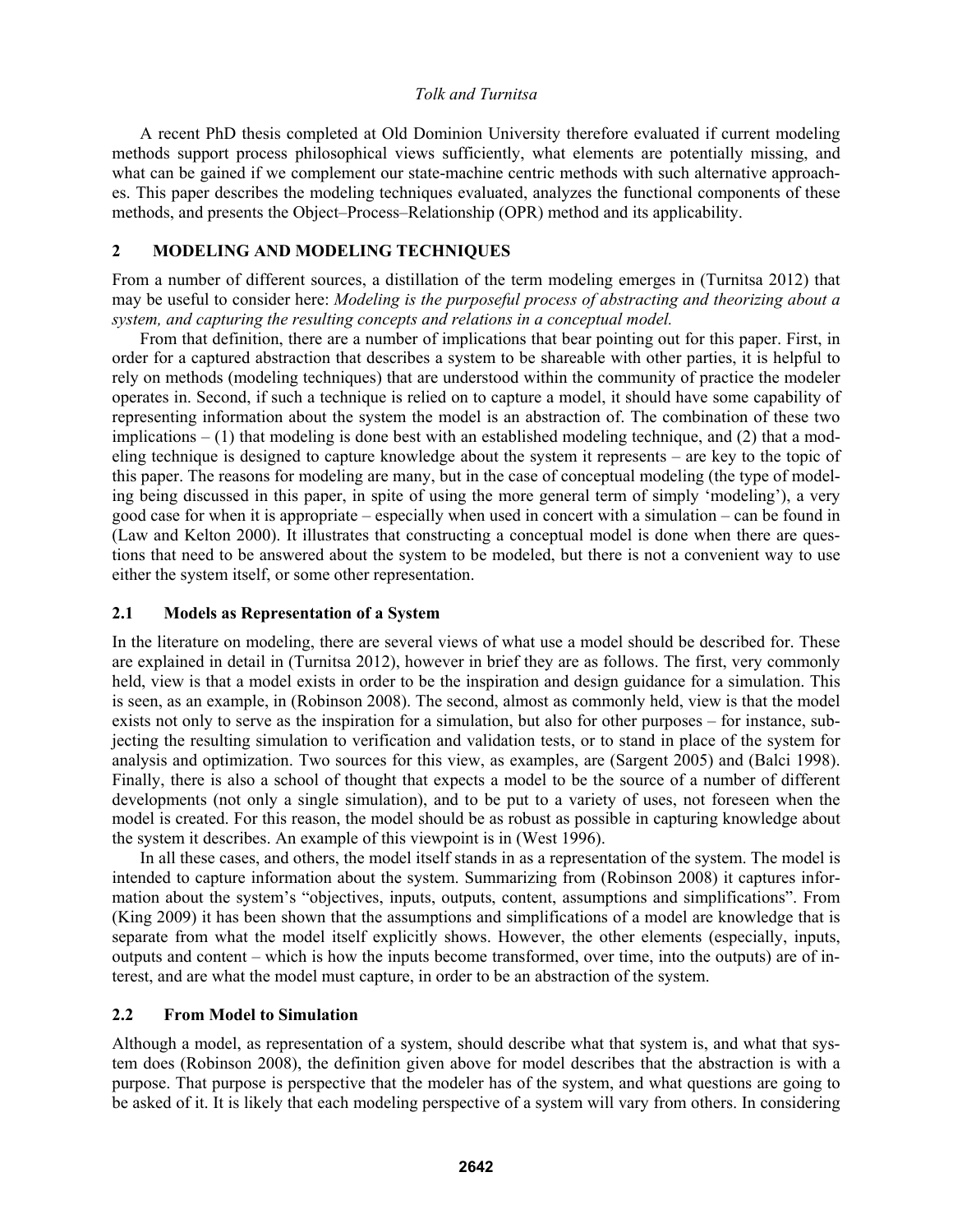A recent PhD thesis completed at Old Dominion University therefore evaluated if current modeling methods support process philosophical views sufficiently, what elements are potentially missing, and what can be gained if we complement our state-machine centric methods with such alternative approaches. This paper describes the modeling techniques evaluated, analyzes the functional components of these methods, and presents the Object–Process–Relationship (OPR) method and its applicability.

## 2 MODELING AND MODELING TECHNIQUES

From a number of different sources, a distillation of the term modeling emerges in (Turnitsa 2012) that may be useful to consider here: *Modeling is the purposeful process of abstracting and theorizing about a system, and capturing the resulting concepts and relations in a conceptual model.*

From that definition, there are a number of implications that bear pointing out for this paper. First, in order for a captured abstraction that describes a system to be shareable with other parties, it is helpful to rely on methods (modeling techniques) that are understood within the community of practice the modeler operates in. Second, if such a technique is relied on to capture a model, it should have some capability of representing information about the system the model is an abstraction of. The combination of these two implications – (1) that modeling is done best with an established modeling technique, and (2) that a modeling technique is designed to capture knowledge about the system it represents – are key to the topic of this paper. The reasons for modeling are many, but in the case of conceptual modeling (the type of modeling being discussed in this paper, in spite of using the more general term of simply 'modeling'), a very good case for when it is appropriate – especially when used in concert with a simulation – can be found in (Law and Kelton 2000). It illustrates that constructing a conceptual model is done when there are questions that need to be answered about the system to be modeled, but there is not a convenient way to use either the system itself, or some other representation.

### 2.1 Models as Representation of a System

In the literature on modeling, there are several views of what use a model should be described for. These are explained in detail in (Turnitsa 2012), however in brief they are as follows. The first, very commonly held, view is that a model exists in order to be the inspiration and design guidance for a simulation. This is seen, as an example, in (Robinson 2008). The second, almost as commonly held, view is that the model exists not only to serve as the inspiration for a simulation, but also for other purposes – for instance, subjecting the resulting simulation to verification and validation tests, or to stand in place of the system for analysis and optimization. Two sources for this view, as examples, are (Sargent 2005) and (Balci 1998). Finally, there is also a school of thought that expects a model to be the source of a number of different developments (not only a single simulation), and to be put to a variety of uses, not foreseen when the model is created. For this reason, the model should be as robust as possible in capturing knowledge about the system it describes. An example of this viewpoint is in (West 1996).

In all these cases, and others, the model itself stands in as a representation of the system. The model is intended to capture information about the system. Summarizing from (Robinson 2008) it captures information about the system's "objectives, inputs, outputs, content, assumptions and simplifications". From (King 2009) it has been shown that the assumptions and simplifications of a model are knowledge that is separate from what the model itself explicitly shows. However, the other elements (especially, inputs, outputs and content – which is how the inputs become transformed, over time, into the outputs) are of interest, and are what the model must capture, in order to be an abstraction of the system.

### 2.2 From Model to Simulation

Although a model, as representation of a system, should describe what that system is, and what that system does (Robinson 2008), the definition given above for model describes that the abstraction is with a purpose. That purpose is perspective that the modeler has of the system, and what questions are going to be asked of it. It is likely that each modeling perspective of a system will vary from others. In considering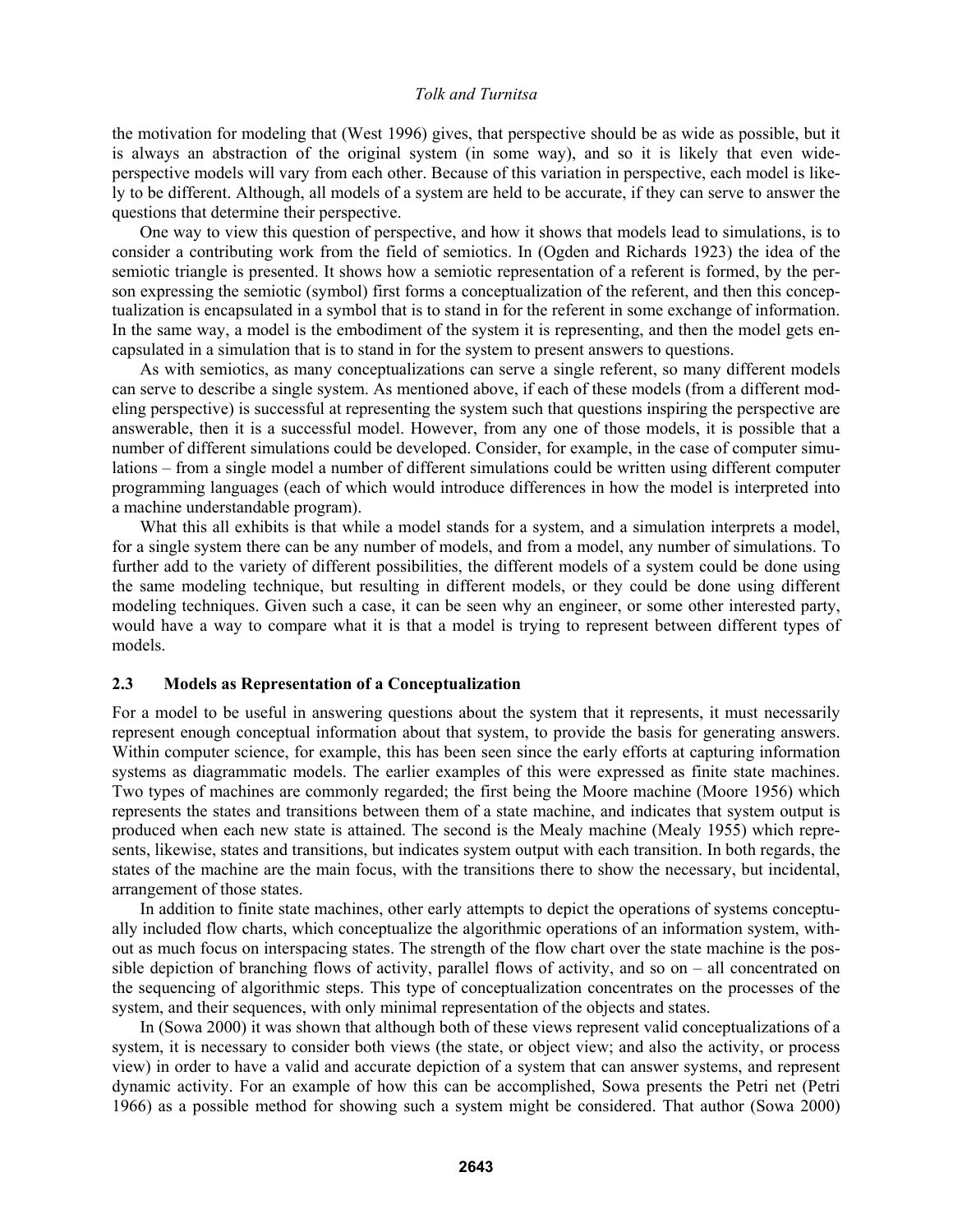the motivation for modeling that (West 1996) gives, that perspective should be as wide as possible, but it is always an abstraction of the original system (in some way), and so it is likely that even wide-perspective models will vary from each other. Because of this variation in perspective, each model is likely to be different. Although, all models of a system are held to be accurate, if they can serve to answer the questions that determine their perspective.

One way to view this question of perspective, and how it shows that models lead to simulations, is to consider a contributing work from the field of semiotics. In (Ogden and Richards 1923) the idea of the semiotic triangle is presented. It shows how a semiotic representation of a referent is formed, by the person expressing the semiotic (symbol) first forms a conceptualization of the referent, and then this conceptualization is encapsulated in a symbol that is to stand in for the referent in some exchange of information. In the same way, a model is the embodiment of the system it is representing, and then the model gets encapsulated in a simulation that is to stand in for the system to present answers to questions.

As with semiotics, as many conceptualizations can serve a single referent, so many different models can serve to describe a single system. As mentioned above, if each of these models (from a different modeling perspective) is successful at representing the system such that questions inspiring the perspective are answerable, then it is a successful model. However, from any one of those models, it is possible that a number of different simulations could be developed. Consider, for example, in the case of computer simulations – from a single model a number of different simulations could be written using different computer programming languages (each of which would introduce differences in how the model is interpreted into a machine understandable program).

What this all exhibits is that while a model stands for a system, and a simulation interprets a model, for a single system there can be any number of models, and from a model, any number of simulations. To further add to the variety of different possibilities, the different models of a system could be done using the same modeling technique, but resulting in different models, or they could be done using different modeling techniques. Given such a case, it can be seen why an engineer, or some other interested party, would have a way to compare what it is that a model is trying to represent between different types of models.

### 2.3 Models as Representation of a Conceptualization

For a model to be useful in answering questions about the system that it represents, it must necessarily represent enough conceptual information about that system, to provide the basis for generating answers. Within computer science, for example, this has been seen since the early efforts at capturing information systems as diagrammatic models. The earlier examples of this were expressed as finite state machines. Two types of machines are commonly regarded; the first being the Moore machine (Moore 1956) which represents the states and transitions between them of a state machine, and indicates that system output is produced when each new state is attained. The second is the Mealy machine (Mealy 1955) which represents, likewise, states and transitions, but indicates system output with each transition. In both regards, the states of the machine are the main focus, with the transitions there to show the necessary, but incidental, arrangement of those states.

In addition to finite state machines, other early attempts to depict the operations of systems conceptually included flow charts, which conceptualize the algorithmic operations of an information system, without as much focus on interspacing states. The strength of the flow chart over the state machine is the possible depiction of branching flows of activity, parallel flows of activity, and so on – all concentrated on the sequencing of algorithmic steps. This type of conceptualization concentrates on the processes of the system, and their sequences, with only minimal representation of the objects and states.

In (Sowa 2000) it was shown that although both of these views represent valid conceptualizations of a system, it is necessary to consider both views (the state, or object view; and also the activity, or process view) in order to have a valid and accurate depiction of a system that can answer systems, and represent dynamic activity. For an example of how this can be accomplished, Sowa presents the Petri net (Petri 1966) as a possible method for showing such a system might be considered. That author (Sowa 2000)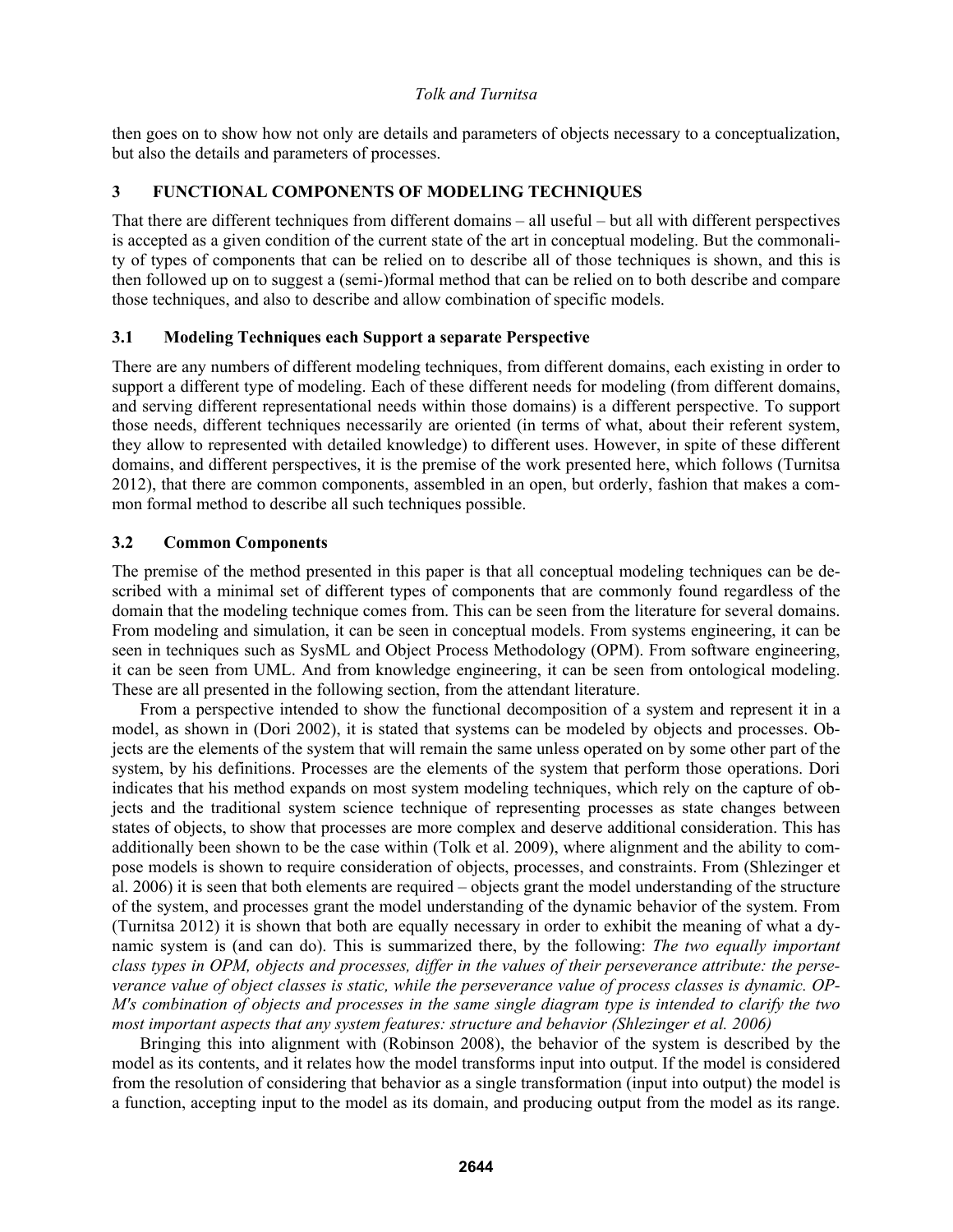then goes on to show how not only are details and parameters of objects necessary to a conceptualization, but also the details and parameters of processes.

## 3 FUNCTIONAL COMPONENTS OF MODELING TECHNIQUES

That there are different techniques from different domains – all useful – but all with different perspectives is accepted as a given condition of the current state of the art in conceptual modeling. But the commonality of types of components that can be relied on to describe all of those techniques is shown, and this is then followed up on to suggest a (semi-)formal method that can be relied on to both describe and compare those techniques, and also to describe and allow combination of specific models.

### 3.1 Modeling Techniques each Support a separate Perspective

There are any numbers of different modeling techniques, from different domains, each existing in order to support a different type of modeling. Each of these different needs for modeling (from different domains, and serving different representational needs within those domains) is a different perspective. To support those needs, different techniques necessarily are oriented (in terms of what, about their referent system, they allow to represented with detailed knowledge) to different uses. However, in spite of these different domains, and different perspectives, it is the premise of the work presented here, which follows (Turnitsa 2012), that there are common components, assembled in an open, but orderly, fashion that makes a common formal method to describe all such techniques possible.

### 3.2 Common Components

The premise of the method presented in this paper is that all conceptual modeling techniques can be described with a minimal set of different types of components that are commonly found regardless of the domain that the modeling technique comes from. This can be seen from the literature for several domains. From modeling and simulation, it can be seen in conceptual models. From systems engineering, it can be seen in techniques such as SysML and Object Process Methodology (OPM). From software engineering, it can be seen from UML. And from knowledge engineering, it can be seen from ontological modeling. These are all presented in the following section, from the attendant literature.

From a perspective intended to show the functional decomposition of a system and represent it in a model, as shown in (Dori 2002), it is stated that systems can be modeled by objects and processes. Objects are the elements of the system that will remain the same unless operated on by some other part of the system, by his definitions. Processes are the elements of the system that perform those operations. Dori indicates that his method expands on most system modeling techniques, which rely on the capture of objects and the traditional system science technique of representing processes as state changes between states of objects, to show that processes are more complex and deserve additional consideration. This has additionally been shown to be the case within (Tolk et al. 2009), where alignment and the ability to compose models is shown to require consideration of objects, processes, and constraints. From (Shlezinger et al. 2006) it is seen that both elements are required – objects grant the model understanding of the structure of the system, and processes grant the model understanding of the dynamic behavior of the system. From (Turnitsa 2012) it is shown that both are equally necessary in order to exhibit the meaning of what a dynamic system is (and can do). This is summarized there, by the following: *The two equally important class types in OPM, objects and processes, differ in the values of their perseverance attribute: the perseverance value of object classes is static, while the perseverance value of process classes is dynamic. OPM's combination of objects and processes in the same single diagram type is intended to clarify the two most important aspects that any system features: structure and behavior (Shlezinger et al. 2006)*

Bringing this into alignment with (Robinson 2008), the behavior of the system is described by the model as its contents, and it relates how the model transforms input into output. If the model is considered from the resolution of considering that behavior as a single transformation (input into output) the model is a function, accepting input to the model as its domain, and producing output from the model as its range.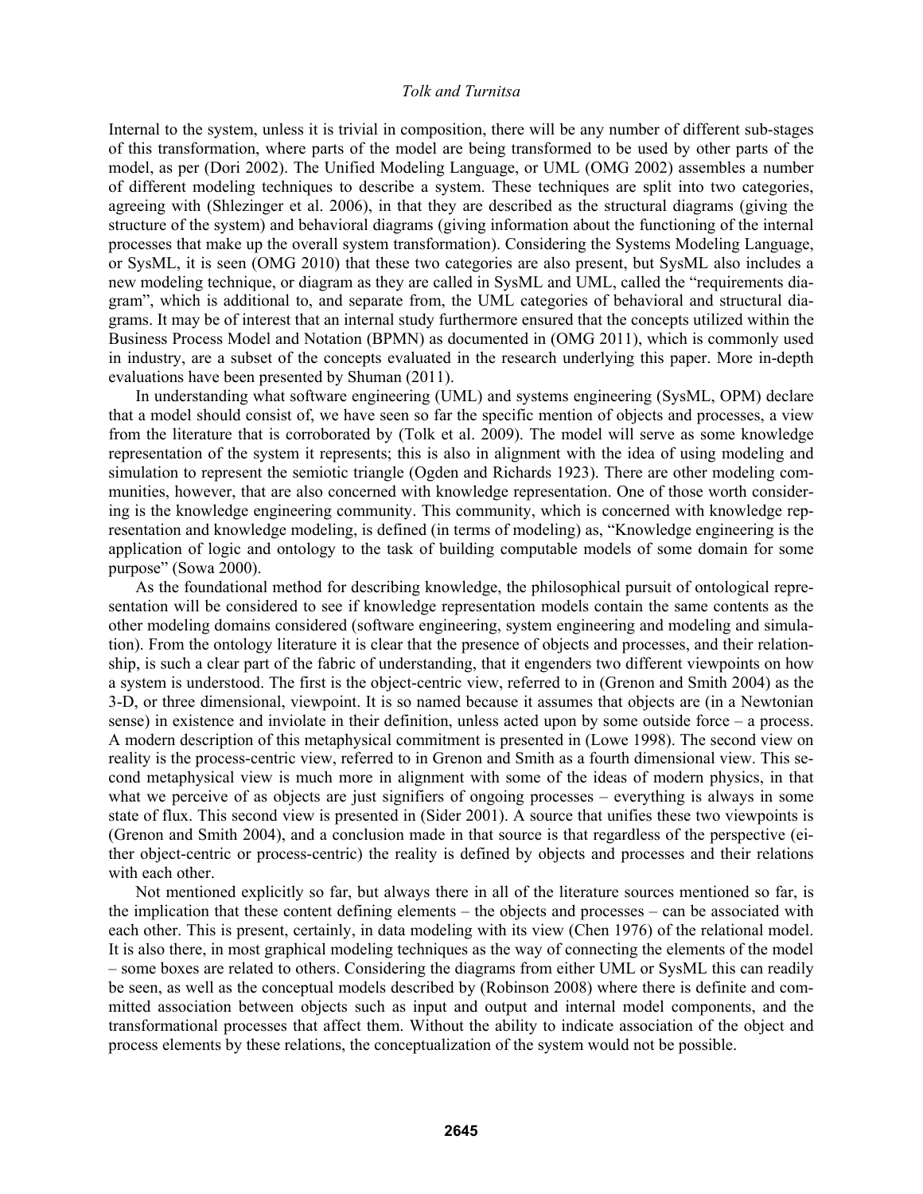Internal to the system, unless it is trivial in composition, there will be any number of different sub-stages of this transformation, where parts of the model are being transformed to be used by other parts of the model, as per (Dori 2002). The Unified Modeling Language, or UML (OMG 2002) assembles a number of different modeling techniques to describe a system. These techniques are split into two categories, agreeing with (Shlezinger et al. 2006), in that they are described as the structural diagrams (giving the structure of the system) and behavioral diagrams (giving information about the functioning of the internal processes that make up the overall system transformation). Considering the Systems Modeling Language, or SysML, it is seen (OMG 2010) that these two categories are also present, but SysML also includes a new modeling technique, or diagram as they are called in SysML and UML, called the "requirements diagram", which is additional to, and separate from, the UML categories of behavioral and structural diagrams. It may be of interest that an internal study furthermore ensured that the concepts utilized within the Business Process Model and Notation (BPMN) as documented in (OMG 2011), which is commonly used in industry, are a subset of the concepts evaluated in the research underlying this paper. More in-depth evaluations have been presented by Shuman (2011).

In understanding what software engineering (UML) and systems engineering (SysML, OPM) declare that a model should consist of, we have seen so far the specific mention of objects and processes, a view from the literature that is corroborated by (Tolk et al. 2009). The model will serve as some knowledge representation of the system it represents; this is also in alignment with the idea of using modeling and simulation to represent the semiotic triangle (Ogden and Richards 1923). There are other modeling communities, however, that are also concerned with knowledge representation. One of those worth considering is the knowledge engineering community. This community, which is concerned with knowledge representation and knowledge modeling, is defined (in terms of modeling) as, "Knowledge engineering is the application of logic and ontology to the task of building computable models of some domain for some purpose" (Sowa 2000).

As the foundational method for describing knowledge, the philosophical pursuit of ontological representation will be considered to see if knowledge representation models contain the same contents as the other modeling domains considered (software engineering, system engineering and modeling and simulation). From the ontology literature it is clear that the presence of objects and processes, and their relationship, is such a clear part of the fabric of understanding, that it engenders two different viewpoints on how a system is understood. The first is the object-centric view, referred to in (Grenon and Smith 2004) as the 3-D, or three dimensional, viewpoint. It is so named because it assumes that objects are (in a Newtonian sense) in existence and inviolate in their definition, unless acted upon by some outside force – a process. A modern description of this metaphysical commitment is presented in (Lowe 1998). The second view on reality is the process-centric view, referred to in Grenon and Smith as a fourth dimensional view. This second metaphysical view is much more in alignment with some of the ideas of modern physics, in that what we perceive of as objects are just signifiers of ongoing processes – everything is always in some state of flux. This second view is presented in (Sider 2001). A source that unifies these two viewpoints is (Grenon and Smith 2004), and a conclusion made in that source is that regardless of the perspective (either object-centric or process-centric) the reality is defined by objects and processes and their relations with each other.

Not mentioned explicitly so far, but always there in all of the literature sources mentioned so far, is the implication that these content defining elements – the objects and processes – can be associated with each other. This is present, certainly, in data modeling with its view (Chen 1976) of the relational model. It is also there, in most graphical modeling techniques as the way of connecting the elements of the model – some boxes are related to others. Considering the diagrams from either UML or SysML this can readily be seen, as well as the conceptual models described by (Robinson 2008) where there is definite and committed association between objects such as input and output and internal model components, and the transformational processes that affect them. Without the ability to indicate association of the object and process elements by these relations, the conceptualization of the system would not be possible.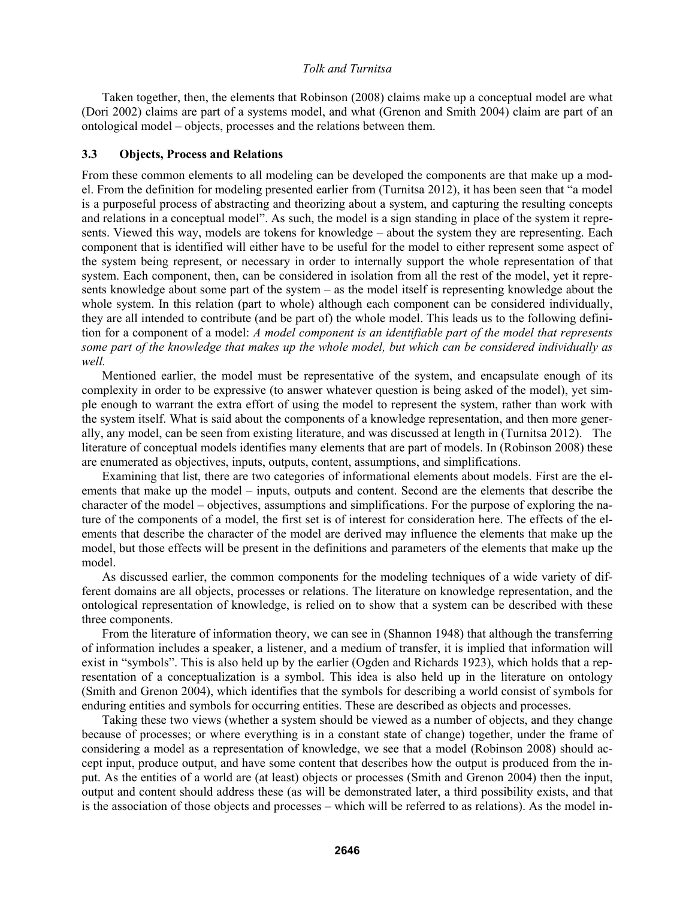Taken together, then, the elements that Robinson (2008) claims make up a conceptual model are what (Dori 2002) claims are part of a systems model, and what (Grenon and Smith 2004) claim are part of an ontological model – objects, processes and the relations between them.

### 3.3 Objects, Process and Relations

From these common elements to all modeling can be developed the components are that make up a model. From the definition for modeling presented earlier from (Turnitsa 2012), it has been seen that "a model is a purposeful process of abstracting and theorizing about a system, and capturing the resulting concepts and relations in a conceptual model". As such, the model is a sign standing in place of the system it represents. Viewed this way, models are tokens for knowledge – about the system they are representing. Each component that is identified will either have to be useful for the model to either represent some aspect of the system being represent, or necessary in order to internally support the whole representation of that system. Each component, then, can be considered in isolation from all the rest of the model, yet it represents knowledge about some part of the system – as the model itself is representing knowledge about the whole system. In this relation (part to whole) although each component can be considered individually, they are all intended to contribute (and be part of) the whole model. This leads us to the following definition for a component of a model: ***A model component is an identifiable part of the model that represents some part of the knowledge that makes up the whole model, but which can be considered individually as well.***

Mentioned earlier, the model must be representative of the system, and encapsulate enough of its complexity in order to be expressive (to answer whatever question is being asked of the model), yet simple enough to warrant the extra effort of using the model to represent the system, rather than work with the system itself. What is said about the components of a knowledge representation, and then more generally, any model, can be seen from existing literature, and was discussed at length in (Turnitsa 2012). The literature of conceptual models identifies many elements that are part of models. In (Robinson 2008) these are enumerated as objectives, inputs, outputs, content, assumptions, and simplifications.

Examining that list, there are two categories of informational elements about models. First are the elements that make up the model – inputs, outputs and content. Second are the elements that describe the character of the model – objectives, assumptions and simplifications. For the purpose of exploring the nature of the components of a model, the first set is of interest for consideration here. The effects of the elements that describe the character of the model are derived may influence the elements that make up the model, but those effects will be present in the definitions and parameters of the elements that make up the model.

As discussed earlier, the common components for the modeling techniques of a wide variety of different domains are all objects, processes or relations. The literature on knowledge representation, and the ontological representation of knowledge, is relied on to show that a system can be described with these three components.

From the literature of information theory, we can see in (Shannon 1948) that although the transferring of information includes a speaker, a listener, and a medium of transfer, it is implied that information will exist in "symbols". This is also held up by the earlier (Ogden and Richards 1923), which holds that a representation of a conceptualization is a symbol. This idea is also held up in the literature on ontology (Smith and Grenon 2004), which identifies that the symbols for describing a world consist of symbols for enduring entities and symbols for occurring entities. These are described as objects and processes.

Taking these two views (whether a system should be viewed as a number of objects, and they change because of processes; or where everything is in a constant state of change) together, under the frame of considering a model as a representation of knowledge, we see that a model (Robinson 2008) should accept input, produce output, and have some content that describes how the output is produced from the input. As the entities of a world are (at least) objects or processes (Smith and Grenon 2004) then the input, output and content should address these (as will be demonstrated later, a third possibility exists, and that is the association of those objects and processes – which will be referred to as relations). As the model in-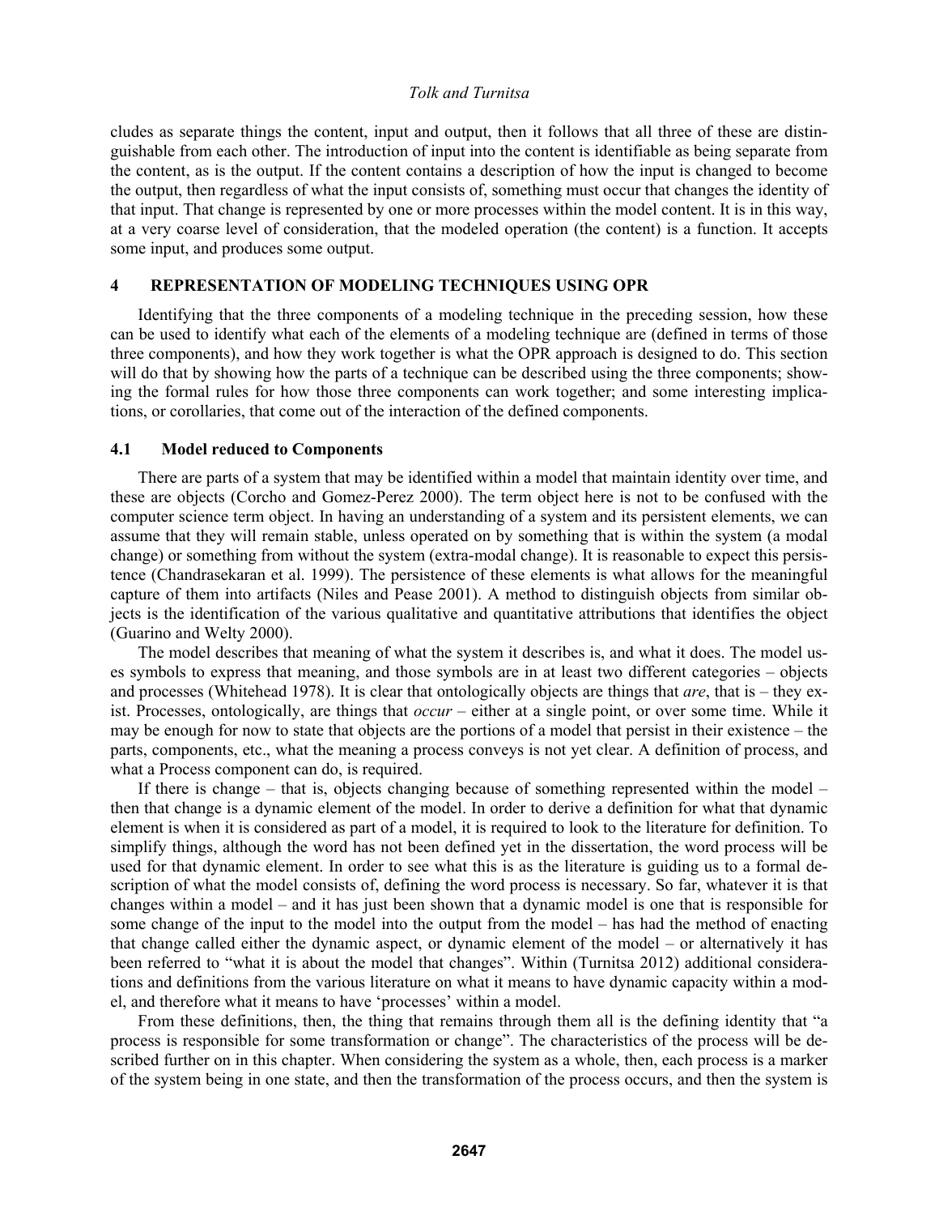cludes as separate things the content, input and output, then it follows that all three of these are distinguishable from each other. The introduction of input into the content is identifiable as being separate from the content, as is the output. If the content contains a description of how the input is changed to become the output, then regardless of what the input consists of, something must occur that changes the identity of that input. That change is represented by one or more processes within the model content. It is in this way, at a very coarse level of consideration, that the modeled operation (the content) is a function. It accepts some input, and produces some output.

## 4 REPRESENTATION OF MODELING TECHNIQUES USING OPR

Identifying that the three components of a modeling technique in the preceding session, how these can be used to identify what each of the elements of a modeling technique are (defined in terms of those three components), and how they work together is what the OPR approach is designed to do. This section will do that by showing how the parts of a technique can be described using the three components; showing the formal rules for how those three components can work together; and some interesting implications, or corollaries, that come out of the interaction of the defined components.

### 4.1 Model reduced to Components

There are parts of a system that may be identified within a model that maintain identity over time, and these are objects (Corcho and Gomez-Perez 2000). The term object here is not to be confused with the computer science term object. In having an understanding of a system and its persistent elements, we can assume that they will remain stable, unless operated on by something that is within the system (a modal change) or something from without the system (extra-modal change). It is reasonable to expect this persistence (Chandrasekaran et al. 1999). The persistence of these elements is what allows for the meaningful capture of them into artifacts (Niles and Pease 2001). A method to distinguish objects from similar objects is the identification of the various qualitative and quantitative attributions that identifies the object (Guarino and Welty 2000).

The model describes that meaning of what the system it describes is, and what it does. The model uses symbols to express that meaning, and those symbols are in at least two different categories – objects and processes (Whitehead 1978). It is clear that ontologically objects are things that *are*, that is – they exist. Processes, ontologically, are things that *occur* – either at a single point, or over some time. While it may be enough for now to state that objects are the portions of a model that persist in their existence – the parts, components, etc., what the meaning a process conveys is not yet clear. A definition of process, and what a Process component can do, is required.

If there is change – that is, objects changing because of something represented within the model – then that change is a dynamic element of the model. In order to derive a definition for what that dynamic element is when it is considered as part of a model, it is required to look to the literature for definition. To simplify things, although the word has not been defined yet in the dissertation, the word process will be used for that dynamic element. In order to see what this is as the literature is guiding us to a formal description of what the model consists of, defining the word process is necessary. So far, whatever it is that changes within a model – and it has just been shown that a dynamic model is one that is responsible for some change of the input to the model into the output from the model – has had the method of enacting that change called either the dynamic aspect, or dynamic element of the model – or alternatively it has been referred to "what it is about the model that changes". Within (Turnitsa 2012) additional considerations and definitions from the various literature on what it means to have dynamic capacity within a model, and therefore what it means to have 'processes' within a model.

From these definitions, then, the thing that remains through them all is the defining identity that "a process is responsible for some transformation or change". The characteristics of the process will be described further on in this chapter. When considering the system as a whole, then, each process is a marker of the system being in one state, and then the transformation of the process occurs, and then the system is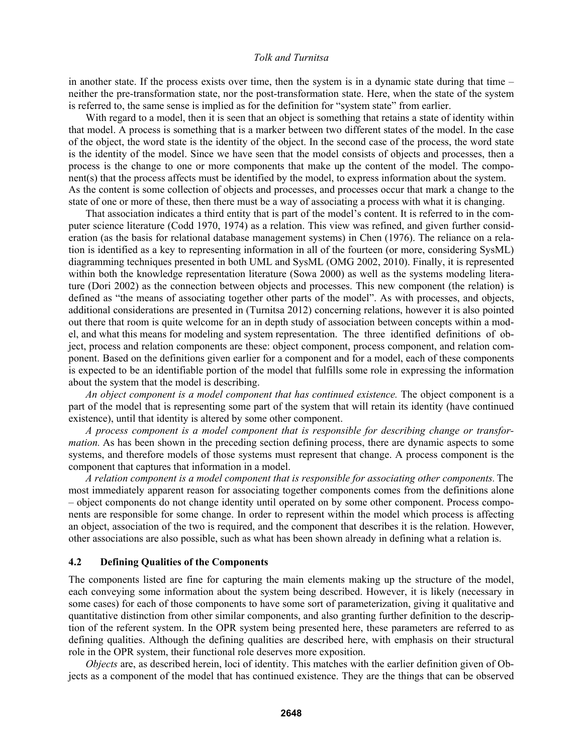in another state. If the process exists over time, then the system is in a dynamic state during that time – neither the pre-transformation state, nor the post-transformation state. Here, when the state of the system is referred to, the same sense is implied as for the definition for "system state" from earlier.

With regard to a model, then it is seen that an object is something that retains a state of identity within that model. A process is something that is a marker between two different states of the model. In the case of the object, the word state is the identity of the object. In the second case of the process, the word state is the identity of the model. Since we have seen that the model consists of objects and processes, then a process is the change to one or more components that make up the content of the model. The component(s) that the process affects must be identified by the model, to express information about the system. As the content is some collection of objects and processes, and processes occur that mark a change to the state of one or more of these, then there must be a way of associating a process with what it is changing.

That association indicates a third entity that is part of the model's content. It is referred to in the computer science literature (Codd 1970, 1974) as a relation. This view was refined, and given further consideration (as the basis for relational database management systems) in Chen (1976). The reliance on a relation is identified as a key to representing information in all of the fourteen (or more, considering SysML) diagramming techniques presented in both UML and SysML (OMG 2002, 2010). Finally, it is represented within both the knowledge representation literature (Sowa 2000) as well as the systems modeling literature (Dori 2002) as the connection between objects and processes. This new component (the relation) is defined as "the means of associating together other parts of the model". As with processes, and objects, additional considerations are presented in (Turnitsa 2012) concerning relations, however it is also pointed out there that room is quite welcome for an in depth study of association between concepts within a model, and what this means for modeling and system representation. The three identified definitions of object, process and relation components are these: object component, process component, and relation component. Based on the definitions given earlier for a component and for a model, each of these components is expected to be an identifiable portion of the model that fulfills some role in expressing the information about the system that the model is describing.

*An object component is a model component that has continued existence.* The object component is a part of the model that is representing some part of the system that will retain its identity (have continued existence), until that identity is altered by some other component.

*A process component is a model component that is responsible for describing change or transformation.* As has been shown in the preceding section defining process, there are dynamic aspects to some systems, and therefore models of those systems must represent that change. A process component is the component that captures that information in a model.

*A relation component is a model component that is responsible for associating other components.* The most immediately apparent reason for associating together components comes from the definitions alone – object components do not change identity until operated on by some other component. Process components are responsible for some change. In order to represent within the model which process is affecting an object, association of the two is required, and the component that describes it is the relation. However, other associations are also possible, such as what has been shown already in defining what a relation is.

### 4.2 Defining Qualities of the Components

The components listed are fine for capturing the main elements making up the structure of the model, each conveying some information about the system being described. However, it is likely (necessary in some cases) for each of those components to have some sort of parameterization, giving it qualitative and quantitative distinction from other similar components, and also granting further definition to the description of the referent system. In the OPR system being presented here, these parameters are referred to as defining qualities. Although the defining qualities are described here, with emphasis on their structural role in the OPR system, their functional role deserves more exposition.

*Objects* are, as described herein, loci of identity. This matches with the earlier definition given of Objects as a component of the model that has continued existence. They are the things that can be observed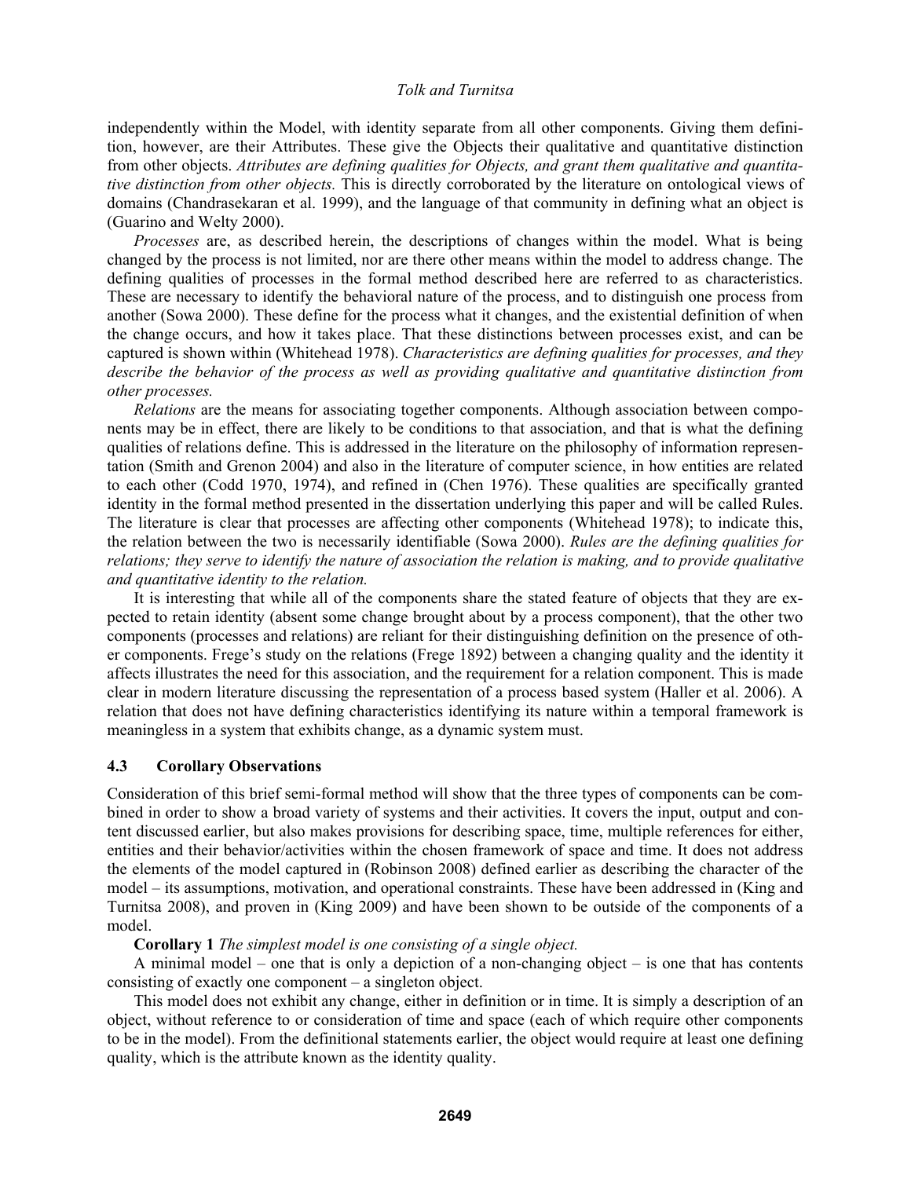independently within the Model, with identity separate from all other components. Giving them definition, however, are their Attributes. These give the Objects their qualitative and quantitative distinction from other objects. *Attributes are defining qualities for Objects, and grant them qualitative and quantitative distinction from other objects.* This is directly corroborated by the literature on ontological views of domains (Chandrasekaran et al. 1999), and the language of that community in defining what an object is (Guarino and Welty 2000).

*Processes* are, as described herein, the descriptions of changes within the model. What is being changed by the process is not limited, nor are there other means within the model to address change. The defining qualities of processes in the formal method described here are referred to as characteristics. These are necessary to identify the behavioral nature of the process, and to distinguish one process from another (Sowa 2000). These define for the process what it changes, and the existential definition of when the change occurs, and how it takes place. That these distinctions between processes exist, and can be captured is shown within (Whitehead 1978). *Characteristics are defining qualities for processes, and they describe the behavior of the process as well as providing qualitative and quantitative distinction from other processes.*

*Relations* are the means for associating together components. Although association between components may be in effect, there are likely to be conditions to that association, and that is what the defining qualities of relations define. This is addressed in the literature on the philosophy of information representation (Smith and Grenon 2004) and also in the literature of computer science, in how entities are related to each other (Codd 1970, 1974), and refined in (Chen 1976). These qualities are specifically granted identity in the formal method presented in the dissertation underlying this paper and will be called Rules. The literature is clear that processes are affecting other components (Whitehead 1978); to indicate this, the relation between the two is necessarily identifiable (Sowa 2000). *Rules are the defining qualities for relations; they serve to identify the nature of association the relation is making, and to provide qualitative and quantitative identity to the relation.*

It is interesting that while all of the components share the stated feature of objects that they are expected to retain identity (absent some change brought about by a process component), that the other two components (processes and relations) are reliant for their distinguishing definition on the presence of other components. Frege's study on the relations (Frege 1892) between a changing quality and the identity it affects illustrates the need for this association, and the requirement for a relation component. This is made clear in modern literature discussing the representation of a process based system (Haller et al. 2006). A relation that does not have defining characteristics identifying its nature within a temporal framework is meaningless in a system that exhibits change, as a dynamic system must.

### 4.3 Corollary Observations

Consideration of this brief semi-formal method will show that the three types of components can be combined in order to show a broad variety of systems and their activities. It covers the input, output and content discussed earlier, but also makes provisions for describing space, time, multiple references for either, entities and their behavior/activities within the chosen framework of space and time. It does not address the elements of the model captured in (Robinson 2008) defined earlier as describing the character of the model – its assumptions, motivation, and operational constraints. These have been addressed in (King and Turnitsa 2008), and proven in (King 2009) and have been shown to be outside of the components of a model.

**Corollary 1** *The simplest model is one consisting of a single object.*

A minimal model – one that is only a depiction of a non-changing object – is one that has contents consisting of exactly one component – a singleton object.

This model does not exhibit any change, either in definition or in time. It is simply a description of an object, without reference to or consideration of time and space (each of which require other components to be in the model). From the definitional statements earlier, the object would require at least one defining quality, which is the attribute known as the identity quality.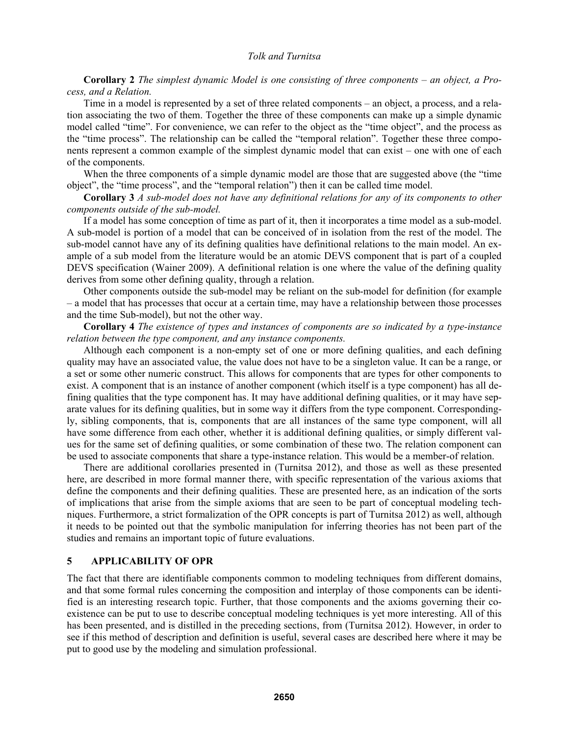**Corollary 2** *The simplest dynamic Model is one consisting of three components – an object, a Process, and a Relation.*

Time in a model is represented by a set of three related components – an object, a process, and a relation associating the two of them. Together the three of these components can make up a simple dynamic model called "time". For convenience, we can refer to the object as the "time object", and the process as the "time process". The relationship can be called the "temporal relation". Together these three components represent a common example of the simplest dynamic model that can exist – one with one of each of the components.

When the three components of a simple dynamic model are those that are suggested above (the "time object", the "time process", and the "temporal relation") then it can be called time model.

**Corollary 3** *A sub-model does not have any definitional relations for any of its components to other components outside of the sub-model.*

If a model has some conception of time as part of it, then it incorporates a time model as a sub-model. A sub-model is portion of a model that can be conceived of in isolation from the rest of the model. The sub-model cannot have any of its defining qualities have definitional relations to the main model. An example of a sub model from the literature would be an atomic DEVS component that is part of a coupled DEVS specification (Wainer 2009). A definitional relation is one where the value of the defining quality derives from some other defining quality, through a relation.

Other components outside the sub-model may be reliant on the sub-model for definition (for example – a model that has processes that occur at a certain time, may have a relationship between those processes and the time Sub-model), but not the other way.

**Corollary 4** *The existence of types and instances of components are so indicated by a type-instance relation between the type component, and any instance components.*

Although each component is a non-empty set of one or more defining qualities, and each defining quality may have an associated value, the value does not have to be a singleton value. It can be a range, or a set or some other numeric construct. This allows for components that are types for other components to exist. A component that is an instance of another component (which itself is a type component) has all defining qualities that the type component has. It may have additional defining qualities, or it may have separate values for its defining qualities, but in some way it differs from the type component. Correspondingly, sibling components, that is, components that are all instances of the same type component, will all have some difference from each other, whether it is additional defining qualities, or simply different values for the same set of defining qualities, or some combination of these two. The relation component can be used to associate components that share a type-instance relation. This would be a member-of relation.

There are additional corollaries presented in (Turnitsa 2012), and those as well as these presented here, are described in more formal manner there, with specific representation of the various axioms that define the components and their defining qualities. These are presented here, as an indication of the sorts of implications that arise from the simple axioms that are seen to be part of conceptual modeling techniques. Furthermore, a strict formalization of the OPR concepts is part of Turnitsa 2012) as well, although it needs to be pointed out that the symbolic manipulation for inferring theories has not been part of the studies and remains an important topic of future evaluations.

## 5 APPLICABILITY OF OPR

The fact that there are identifiable components common to modeling techniques from different domains, and that some formal rules concerning the composition and interplay of those components can be identified is an interesting research topic. Further, that those components and the axioms governing their coexistence can be put to use to describe conceptual modeling techniques is yet more interesting. All of this has been presented, and is distilled in the preceding sections, from (Turnitsa 2012). However, in order to see if this method of description and definition is useful, several cases are described here where it may be put to good use by the modeling and simulation professional.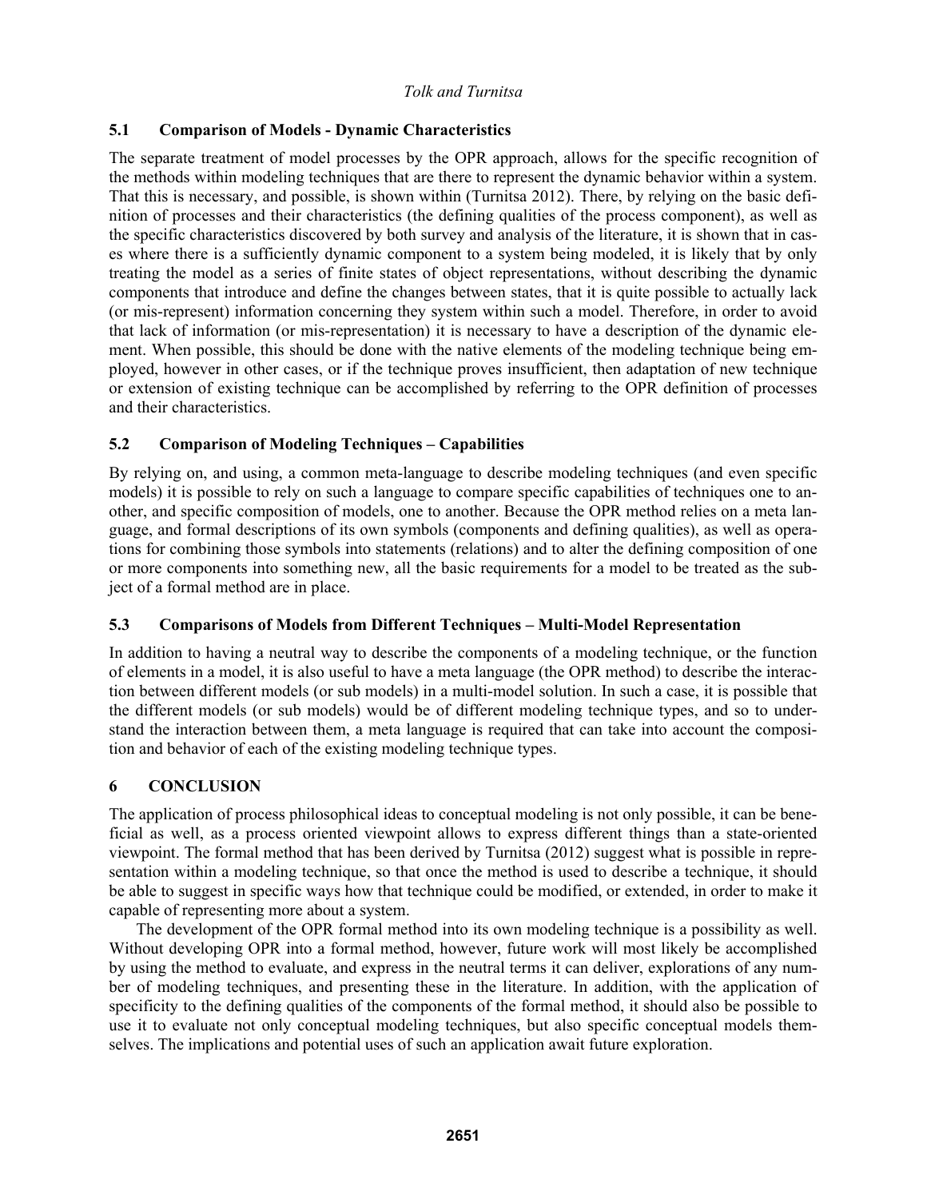### 5.1 Comparison of Models - Dynamic Characteristics

The separate treatment of model processes by the OPR approach, allows for the specific recognition of the methods within modeling techniques that are there to represent the dynamic behavior within a system. That this is necessary, and possible, is shown within (Turnitsa 2012). There, by relying on the basic definition of processes and their characteristics (the defining qualities of the process component), as well as the specific characteristics discovered by both survey and analysis of the literature, it is shown that in cases where there is a sufficiently dynamic component to a system being modeled, it is likely that by only treating the model as a series of finite states of object representations, without describing the dynamic components that introduce and define the changes between states, that it is quite possible to actually lack (or mis-represent) information concerning they system within such a model. Therefore, in order to avoid that lack of information (or mis-representation) it is necessary to have a description of the dynamic element. When possible, this should be done with the native elements of the modeling technique being employed, however in other cases, or if the technique proves insufficient, then adaptation of new technique or extension of existing technique can be accomplished by referring to the OPR definition of processes and their characteristics.

### 5.2 Comparison of Modeling Techniques – Capabilities

By relying on, and using, a common meta-language to describe modeling techniques (and even specific models) it is possible to rely on such a language to compare specific capabilities of techniques one to another, and specific composition of models, one to another. Because the OPR method relies on a meta language, and formal descriptions of its own symbols (components and defining qualities), as well as operations for combining those symbols into statements (relations) and to alter the defining composition of one or more components into something new, all the basic requirements for a model to be treated as the subject of a formal method are in place.

### 5.3 Comparisons of Models from Different Techniques – Multi-Model Representation

In addition to having a neutral way to describe the components of a modeling technique, or the function of elements in a model, it is also useful to have a meta language (the OPR method) to describe the interaction between different models (or sub models) in a multi-model solution. In such a case, it is possible that the different models (or sub models) would be of different modeling technique types, and so to understand the interaction between them, a meta language is required that can take into account the composition and behavior of each of the existing modeling technique types.

## 6 CONCLUSION

The application of process philosophical ideas to conceptual modeling is not only possible, it can be beneficial as well, as a process oriented viewpoint allows to express different things than a state-oriented viewpoint. The formal method that has been derived by Turnitsa (2012) suggest what is possible in representation within a modeling technique, so that once the method is used to describe a technique, it should be able to suggest in specific ways how that technique could be modified, or extended, in order to make it capable of representing more about a system.

The development of the OPR formal method into its own modeling technique is a possibility as well. Without developing OPR into a formal method, however, future work will most likely be accomplished by using the method to evaluate, and express in the neutral terms it can deliver, explorations of any number of modeling techniques, and presenting these in the literature. In addition, with the application of specificity to the defining qualities of the components of the formal method, it should also be possible to use it to evaluate not only conceptual modeling techniques, but also specific conceptual models themselves. The implications and potential uses of such an application await future exploration.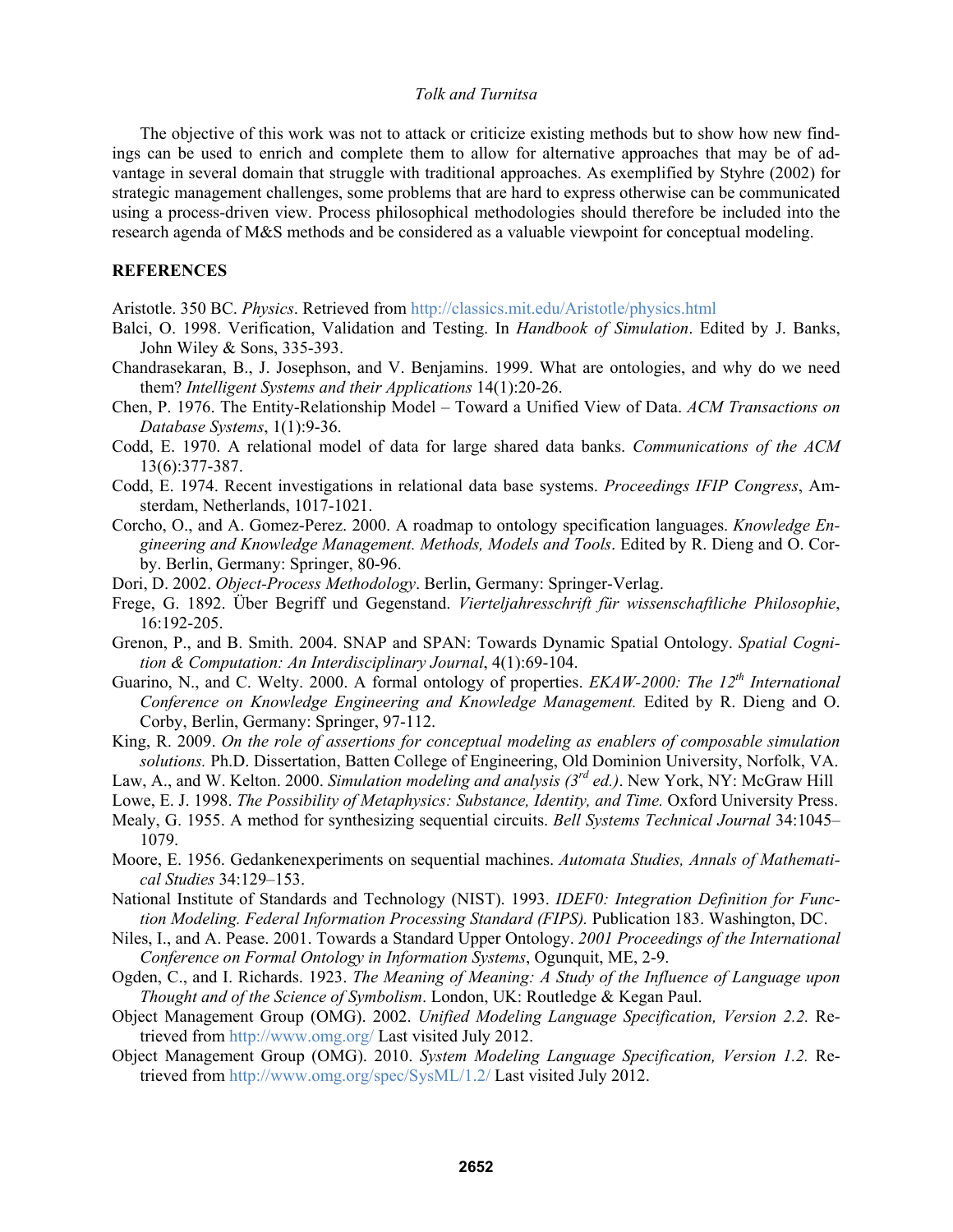The objective of this work was not to attack or criticize existing methods but to show how new findings can be used to enrich and complete them to allow for alternative approaches that may be of advantage in several domain that struggle with traditional approaches. As exemplified by Styhre (2002) for strategic management challenges, some problems that are hard to express otherwise can be communicated using a process-driven view. Process philosophical methodologies should therefore be included into the research agenda of M&S methods and be considered as a valuable viewpoint for conceptual modeling.

## REFERENCES

Aristotle. 350 BC. *Physics*. Retrieved from http://classics.mit.edu/Aristotle/physics.html

Balci, O. 1998. Verification, Validation and Testing. In *Handbook of Simulation*. Edited by J. Banks, John Wiley & Sons, 335-393.

Chandrasekaran, B., J. Josephson, and V. Benjamins. 1999. What are ontologies, and why do we need them? *Intelligent Systems and their Applications* 14(1):20-26.

Chen, P. 1976. The Entity-Relationship Model – Toward a Unified View of Data. *ACM Transactions on Database Systems*, 1(1):9-36.

Codd, E. 1970. A relational model of data for large shared data banks. *Communications of the ACM* 13(6):377-387.

Codd, E. 1974. Recent investigations in relational data base systems. *Proceedings IFIP Congress*, Amsterdam, Netherlands, 1017-1021.

Corcho, O., and A. Gomez-Perez. 2000. A roadmap to ontology specification languages. *Knowledge Engineering and Knowledge Management. Methods, Models and Tools*. Edited by R. Dieng and O. Corby. Berlin, Germany: Springer, 80-96.

Dori, D. 2002. *Object-Process Methodology*. Berlin, Germany: Springer-Verlag.

Frege, G. 1892. Über Begriff und Gegenstand. *Vierteljahresschrift für wissenschaftliche Philosophie*, 16:192-205.

Grenon, P., and B. Smith. 2004. SNAP and SPAN: Towards Dynamic Spatial Ontology. *Spatial Cognition & Computation: An Interdisciplinary Journal*, 4(1):69-104.

Guarino, N., and C. Welty. 2000. A formal ontology of properties. *EKAW-2000: The 12th International Conference on Knowledge Engineering and Knowledge Management.* Edited by R. Dieng and O. Corby, Berlin, Germany: Springer, 97-112.

King, R. 2009. *On the role of assertions for conceptual modeling as enablers of composable simulation solutions.* Ph.D. Dissertation, Batten College of Engineering, Old Dominion University, Norfolk, VA.

Law, A., and W. Kelton. 2000. *Simulation modeling and analysis (3rd ed.)*. New York, NY: McGraw Hill

Lowe, E. J. 1998. *The Possibility of Metaphysics: Substance, Identity, and Time.* Oxford University Press.

Mealy, G. 1955. A method for synthesizing sequential circuits. *Bell Systems Technical Journal* 34:1045–1079.

Moore, E. 1956. Gedankenexperiments on sequential machines. *Automata Studies, Annals of Mathematical Studies* 34:129–153.

National Institute of Standards and Technology (NIST). 1993. *IDEF0: Integration Definition for Function Modeling. Federal Information Processing Standard (FIPS).* Publication 183. Washington, DC.

Niles, I., and A. Pease. 2001. Towards a Standard Upper Ontology. *2001 Proceedings of the International Conference on Formal Ontology in Information Systems*, Ogunquit, ME, 2-9.

Ogden, C., and I. Richards. 1923. *The Meaning of Meaning: A Study of the Influence of Language upon Thought and of the Science of Symbolism*. London, UK: Routledge & Kegan Paul.

Object Management Group (OMG). 2002. *Unified Modeling Language Specification, Version 2.2.* Retrieved from http://www.omg.org/ Last visited July 2012.

Object Management Group (OMG). 2010. *System Modeling Language Specification, Version 1.2.* Retrieved from http://www.omg.org/spec/SysML/1.2/ Last visited July 2012.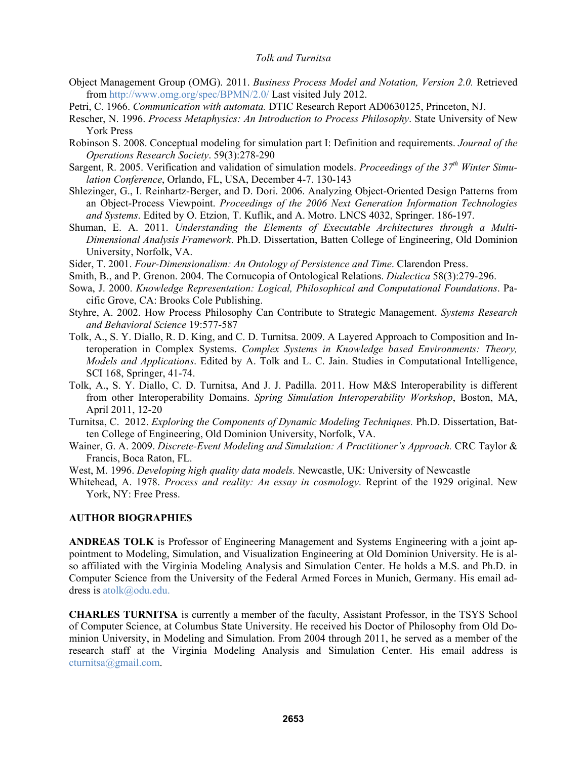Object Management Group (OMG). 2011. *Business Process Model and Notation, Version 2.0.* Retrieved from http://www.omg.org/spec/BPMN/2.0/ Last visited July 2012.

Petri, C. 1966. *Communication with automata.* DTIC Research Report AD0630125, Princeton, NJ.

Rescher, N. 1996. *Process Metaphysics: An Introduction to Process Philosophy*. State University of New York Press

Robinson S. 2008. Conceptual modeling for simulation part I: Definition and requirements. *Journal of the Operations Research Society*. 59(3):278-290

Sargent, R. 2005. Verification and validation of simulation models. *Proceedings of the 37th Winter Simulation Conference*, Orlando, FL, USA, December 4-7. 130-143

Shlezinger, G., I. Reinhartz-Berger, and D. Dori. 2006. Analyzing Object-Oriented Design Patterns from an Object-Process Viewpoint. *Proceedings of the 2006 Next Generation Information Technologies and Systems*. Edited by O. Etzion, T. Kuflik, and A. Motro. LNCS 4032, Springer. 186-197.

Shuman, E. A. 2011. *Understanding the Elements of Executable Architectures through a Multi-Dimensional Analysis Framework*. Ph.D. Dissertation, Batten College of Engineering, Old Dominion University, Norfolk, VA.

Sider, T. 2001. *Four-Dimensionalism: An Ontology of Persistence and Time*. Clarendon Press.

Smith, B., and P. Grenon. 2004. The Cornucopia of Ontological Relations. *Dialectica* 58(3):279-296.

Sowa, J. 2000. *Knowledge Representation: Logical, Philosophical and Computational Foundations*. Pacific Grove, CA: Brooks Cole Publishing.

Styhre, A. 2002. How Process Philosophy Can Contribute to Strategic Management. *Systems Research and Behavioral Science* 19:577-587

Tolk, A., S. Y. Diallo, R. D. King, and C. D. Turnitsa. 2009. A Layered Approach to Composition and Interoperation in Complex Systems. *Complex Systems in Knowledge based Environments: Theory, Models and Applications*. Edited by A. Tolk and L. C. Jain. Studies in Computational Intelligence, SCI 168, Springer, 41-74.

Tolk, A., S. Y. Diallo, C. D. Turnitsa, And J. J. Padilla. 2011. How M&S Interoperability is different from other Interoperability Domains. *Spring Simulation Interoperability Workshop*, Boston, MA, April 2011, 12-20

Turnitsa, C. 2012. *Exploring the Components of Dynamic Modeling Techniques.* Ph.D. Dissertation, Batten College of Engineering, Old Dominion University, Norfolk, VA.

Wainer, G. A. 2009. *Discrete-Event Modeling and Simulation: A Practitioner's Approach.* CRC Taylor & Francis, Boca Raton, FL.

West, M. 1996. *Developing high quality data models.* Newcastle, UK: University of Newcastle

Whitehead, A. 1978. *Process and reality: An essay in cosmology*. Reprint of the 1929 original. New York, NY: Free Press.

## AUTHOR BIOGRAPHIES

**ANDREAS TOLK** is Professor of Engineering Management and Systems Engineering with a joint appointment to Modeling, Simulation, and Visualization Engineering at Old Dominion University. He is also affiliated with the Virginia Modeling Analysis and Simulation Center. He holds a M.S. and Ph.D. in Computer Science from the University of the Federal Armed Forces in Munich, Germany. His email address is atolk@odu.edu.

**CHARLES TURNITSA** is currently a member of the faculty, Assistant Professor, in the TSYS School of Computer Science, at Columbus State University. He received his Doctor of Philosophy from Old Dominion University, in Modeling and Simulation. From 2004 through 2011, he served as a member of the research staff at the Virginia Modeling Analysis and Simulation Center. His email address is cturnitsa@gmail.com.